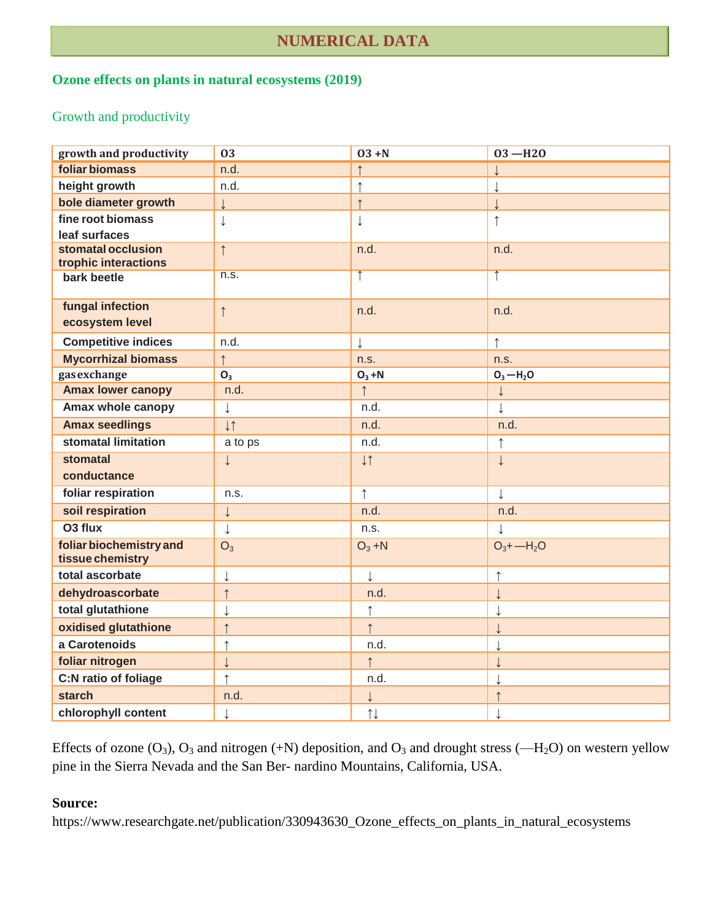## NUMERICAL DATA

### Ozone effects on plants in natural ecosystems (2019)

Growth and productivity

| growth and productivity | O3 | O3 +N | O3 —H2O |
|---|---|---|---|
| foliar biomass | n.d. | ↑ | ↓ |
| height growth | n.d. | ↑ | ↓ |
| bole diameter growth | ↓ | ↑ | ↓ |
| fine root biomass leaf surfaces | ↓ | ↓ | ↑ |
| stomatal occlusion trophic interactions | ↑ | n.d. | n.d. |
| bark beetle | n.s. | ↑ | ↑ |
| fungal infection ecosystem level | ↑ | n.d. | n.d. |
| Competitive indices | n.d. | ↓ | ↑ |
| Mycorrhizal biomass | ↑ | n.s. | n.s. |
| gas exchange | $O_3$ | $O_3$ +N | $O_3$ —$H_2O$ |
| Amax lower canopy | n.d. | ↑ | ↓ |
| Amax whole canopy | ↓ | n.d. | ↓ |
| Amax seedlings | ↓↑ | n.d. | n.d. |
| stomatal limitation | a to ps | n.d. | ↑ |
| stomatal conductance | ↓ | ↓↑ | ↓ |
| foliar respiration | n.s. | ↑ | ↓ |
| soil respiration | ↓ | n.d. | n.d. |
| O3 flux | ↓ | n.s. | ↓ |
| foliar biochemistry and tissue chemistry | $O_3$ | $O_3$ +N | $O_3$+ —$H_2O$ |
| total ascorbate | ↓ | ↓ | ↑ |
| dehydroascorbate | ↑ | n.d. | ↓ |
| total glutathione | ↓ | ↑ | ↓ |
| oxidised glutathione | ↑ | ↑ | ↓ |
| a Carotenoids | ↑ | n.d. | ↓ |
| foliar nitrogen | ↓ | ↑ | ↓ |
| C:N ratio of foliage | ↑ | n.d. | ↓ |
| starch | n.d. | ↓ | ↑ |
| chlorophyll content | ↓ | ↑↓ | ↓ |

Effects of ozone ($O_3$), $O_3$ and nitrogen (+N) deposition, and $O_3$ and drought stress (—$H_2O$) on western yellow pine in the Sierra Nevada and the San Ber- nardino Mountains, California, USA.

**Source:**
https://www.researchgate.net/publication/330943630_Ozone_effects_on_plants_in_natural_ecosystems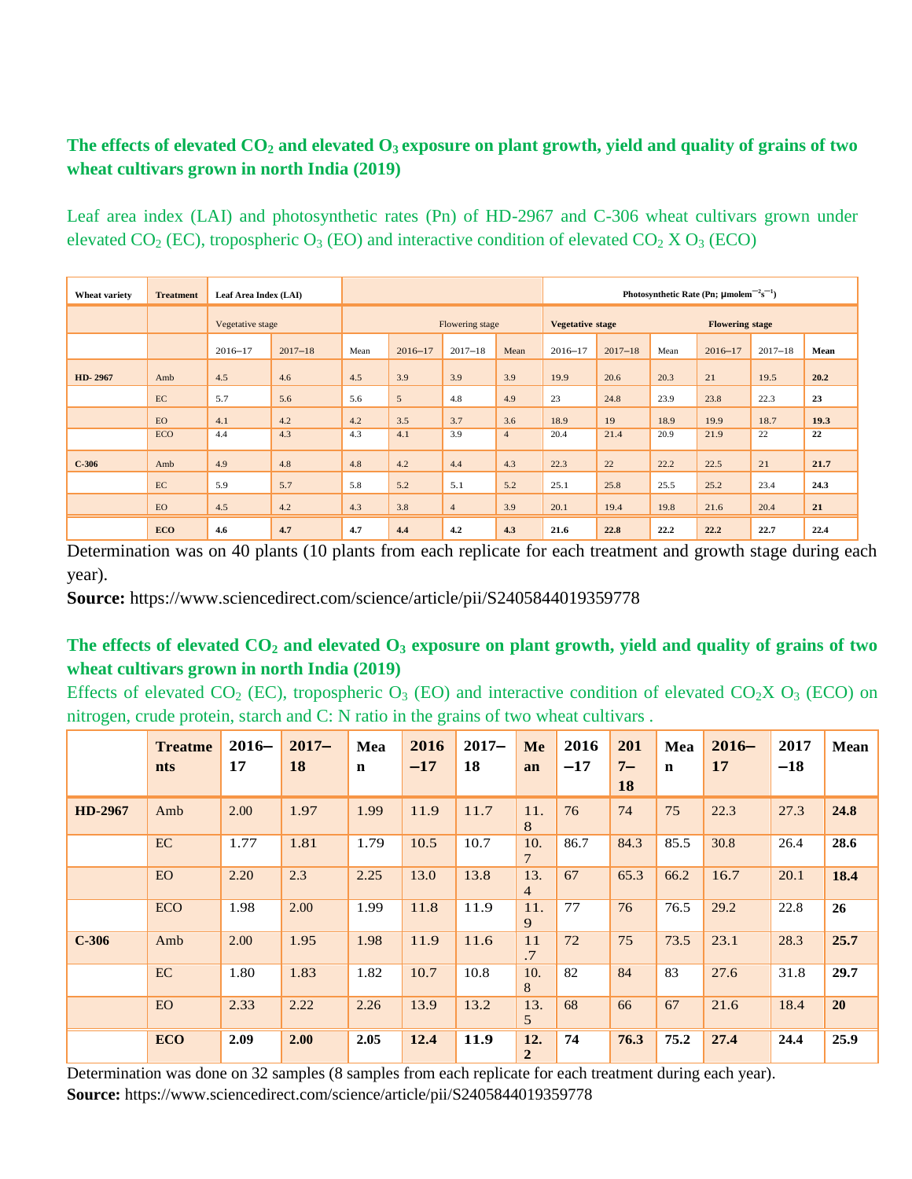## The effects of elevated $CO_2$ and elevated $O_3$ exposure on plant growth, yield and quality of grains of two wheat cultivars grown in north India (2019)

Leaf area index (LAI) and photosynthetic rates (Pn) of HD-2967 and C-306 wheat cultivars grown under elevated $CO_2$ (EC), tropospheric $O_3$ (EO) and interactive condition of elevated $CO_2$ X $O_3$ (ECO)

| Wheat variety | Treatment | Leaf Area Index (LAI) | | | | | | Photosynthetic Rate (Pn; µmolem$^{-2}$s$^{-1}$) | | | | | |
|---|---|---|---|---|---|---|---|---|---|---|---|---|---|
| | | Vegetative stage | | | Flowering stage | | | Vegetative stage | | | Flowering stage | | |
| | | 2016–17 | 2017–18 | Mean | 2016–17 | 2017–18 | Mean | 2016–17 | 2017–18 | Mean | 2016–17 | 2017–18 | Mean |
| HD- 2967 | Amb | 4.5 | 4.6 | 4.5 | 3.9 | 3.9 | 3.9 | 19.9 | 20.6 | 20.3 | 21 | 19.5 | **20.2** |
| | EC | 5.7 | 5.6 | 5.6 | 5 | 4.8 | 4.9 | 23 | 24.8 | 23.9 | 23.8 | 22.3 | **23** |
| | EO | 4.1 | 4.2 | 4.2 | 3.5 | 3.7 | 3.6 | 18.9 | 19 | 18.9 | 19.9 | 18.7 | **19.3** |
| | ECO | 4.4 | 4.3 | 4.3 | 4.1 | 3.9 | 4 | 20.4 | 21.4 | 20.9 | 21.9 | 22 | **22** |
| C-306 | Amb | 4.9 | 4.8 | 4.8 | 4.2 | 4.4 | 4.3 | 22.3 | 22 | 22.2 | 22.5 | 21 | **21.7** |
| | EC | 5.9 | 5.7 | 5.8 | 5.2 | 5.1 | 5.2 | 25.1 | 25.8 | 25.5 | 25.2 | 23.4 | **24.3** |
| | EO | 4.5 | 4.2 | 4.3 | 3.8 | 4 | 3.9 | 20.1 | 19.4 | 19.8 | 21.6 | 20.4 | **21** |
| | **ECO** | **4.6** | **4.7** | **4.7** | **4.4** | **4.2** | **4.3** | **21.6** | **22.8** | **22.2** | **22.2** | **22.7** | **22.4** |

Determination was on 40 plants (10 plants from each replicate for each treatment and growth stage during each year).

**Source:** https://www.sciencedirect.com/science/article/pii/S2405844019359778

## The effects of elevated $CO_2$ and elevated $O_3$ exposure on plant growth, yield and quality of grains of two wheat cultivars grown in north India (2019)

Effects of elevated $CO_2$ (EC), tropospheric $O_3$ (EO) and interactive condition of elevated $CO_2$X $O_3$ (ECO) on nitrogen, crude protein, starch and C: N ratio in the grains of two wheat cultivars .

| | Treatments | 2016–17 | 2017–18 | Mean | 2016–17 | 2017–18 | Mean | 2016–17 | 2017–18 | Mean | 2016–17 | 2017–18 | Mean |
|---|---|---|---|---|---|---|---|---|---|---|---|---|---|
| **HD-2967** | Amb | 2.00 | 1.97 | 1.99 | 11.9 | 11.7 | 11.8 | 76 | 74 | 75 | 22.3 | 27.3 | **24.8** |
| | EC | 1.77 | 1.81 | 1.79 | 10.5 | 10.7 | 10.7 | 86.7 | 84.3 | 85.5 | 30.8 | 26.4 | **28.6** |
| | EO | 2.20 | 2.3 | 2.25 | 13.0 | 13.8 | 13.4 | 67 | 65.3 | 66.2 | 16.7 | 20.1 | **18.4** |
| | ECO | 1.98 | 2.00 | 1.99 | 11.8 | 11.9 | 11.9 | 77 | 76 | 76.5 | 29.2 | 22.8 | **26** |
| **C-306** | Amb | 2.00 | 1.95 | 1.98 | 11.9 | 11.6 | 11.7 | 72 | 75 | 73.5 | 23.1 | 28.3 | **25.7** |
| | EC | 1.80 | 1.83 | 1.82 | 10.7 | 10.8 | 10.8 | 82 | 84 | 83 | 27.6 | 31.8 | **29.7** |
| | EO | 2.33 | 2.22 | 2.26 | 13.9 | 13.2 | 13.5 | 68 | 66 | 67 | 21.6 | 18.4 | **20** |
| | **ECO** | **2.09** | **2.00** | **2.05** | **12.4** | **11.9** | **12.2** | **74** | **76.3** | **75.2** | **27.4** | **24.4** | **25.9** |

Determination was done on 32 samples (8 samples from each replicate for each treatment during each year).

**Source:** https://www.sciencedirect.com/science/article/pii/S2405844019359778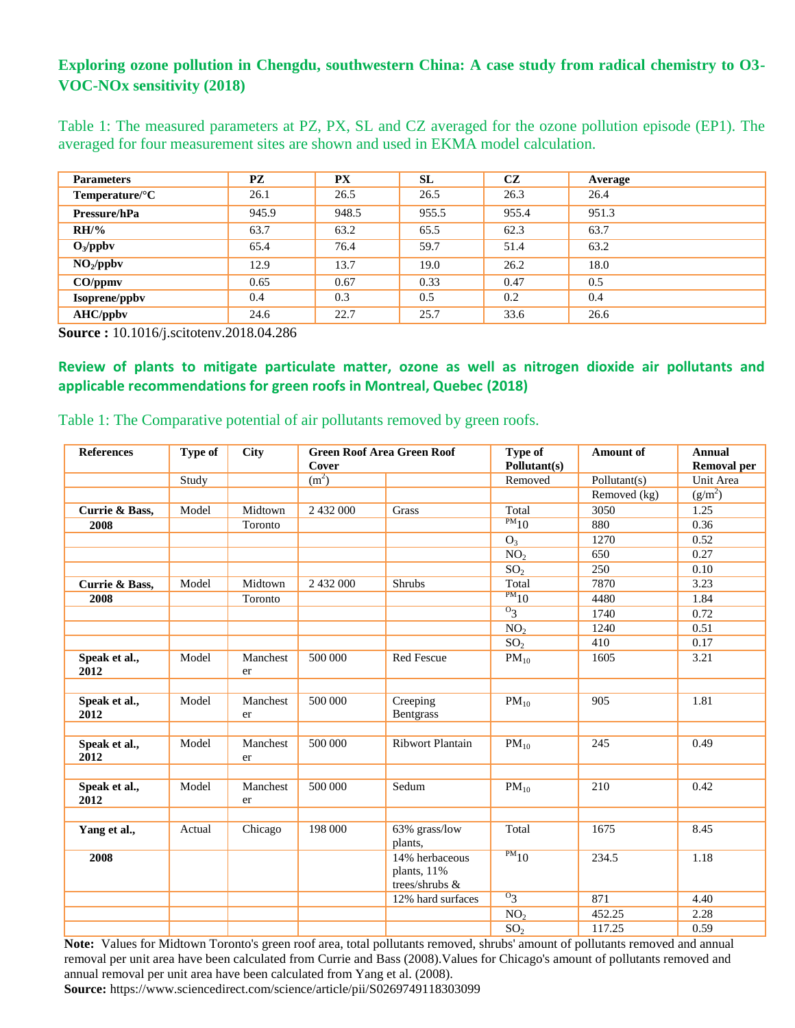## Exploring ozone pollution in Chengdu, southwestern China: A case study from radical chemistry to O3-VOC-NOx sensitivity (2018)

Table 1: The measured parameters at PZ, PX, SL and CZ averaged for the ozone pollution episode (EP1). The averaged for four measurement sites are shown and used in EKMA model calculation.

| Parameters | PZ | PX | SL | CZ | Average |
|---|---|---|---|---|---|
| **Temperature/°C** | 26.1 | 26.5 | 26.5 | 26.3 | 26.4 |
| **Pressure/hPa** | 945.9 | 948.5 | 955.5 | 955.4 | 951.3 |
| **RH/%** | 63.7 | 63.2 | 65.5 | 62.3 | 63.7 |
| **$O_3$/ppbv** | 65.4 | 76.4 | 59.7 | 51.4 | 63.2 |
| **$NO_2$/ppbv** | 12.9 | 13.7 | 19.0 | 26.2 | 18.0 |
| **CO/ppmv** | 0.65 | 0.67 | 0.33 | 0.47 | 0.5 |
| **Isoprene/ppbv** | 0.4 | 0.3 | 0.5 | 0.2 | 0.4 |
| **AHC/ppbv** | 24.6 | 22.7 | 25.7 | 33.6 | 26.6 |

**Source :** 10.1016/j.scitotenv.2018.04.286

## Review of plants to mitigate particulate matter, ozone as well as nitrogen dioxide air pollutants and applicable recommendations for green roofs in Montreal, Quebec (2018)

Table 1: The Comparative potential of air pollutants removed by green roofs.

| References | Type of Study | City | Green Roof Area (m²) | Green Roof Cover | Type of Pollutant(s) Removed | Amount of Pollutant(s) Removed (kg) | Annual Removal per Unit Area (g/m²) |
|---|---|---|---|---|---|---|---|
| **Currie & Bass, 2008** | Model | Midtown Toronto | 2 432 000 | Grass | Total | 3050 | 1.25 |
| | | | | | $PM_{10}$ | 880 | 0.36 |
| | | | | | $O_3$ | 1270 | 0.52 |
| | | | | | $NO_2$ | 650 | 0.27 |
| | | | | | $SO_2$ | 250 | 0.10 |
| **Currie & Bass, 2008** | Model | Midtown Toronto | 2 432 000 | Shrubs | Total | 7870 | 3.23 |
| | | | | | $PM_{10}$ | 4480 | 1.84 |
| | | | | | $O_3$ | 1740 | 0.72 |
| | | | | | $NO_2$ | 1240 | 0.51 |
| | | | | | $SO_2$ | 410 | 0.17 |
| **Speak et al., 2012** | Model | Manchester | 500 000 | Red Fescue | $PM_{10}$ | 1605 | 3.21 |
| **Speak et al., 2012** | Model | Manchester | 500 000 | Creeping Bentgrass | $PM_{10}$ | 905 | 1.81 |
| **Speak et al., 2012** | Model | Manchester | 500 000 | Ribwort Plantain | $PM_{10}$ | 245 | 0.49 |
| **Speak et al., 2012** | Model | Manchester | 500 000 | Sedum | $PM_{10}$ | 210 | 0.42 |
| **Yang et al., 2008** | Actual | Chicago | 198 000 | 63% grass/low plants, | Total | 1675 | 8.45 |
| | | | | 14% herbaceous plants, 11% trees/shrubs & | $PM_{10}$ | 234.5 | 1.18 |
| | | | | 12% hard surfaces | $O_3$ | 871 | 4.40 |
| | | | | | $NO_2$ | 452.25 | 2.28 |
| | | | | | $SO_2$ | 117.25 | 0.59 |

**Note:** Values for Midtown Toronto's green roof area, total pollutants removed, shrubs' amount of pollutants removed and annual removal per unit area have been calculated from Currie and Bass (2008).Values for Chicago's amount of pollutants removed and annual removal per unit area have been calculated from Yang et al. (2008).

**Source:** https://www.sciencedirect.com/science/article/pii/S0269749118303099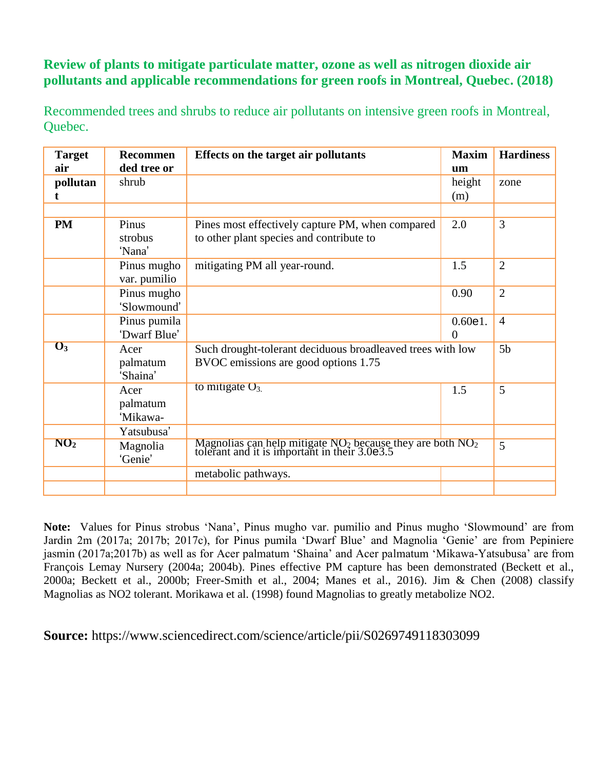**Review of plants to mitigate particulate matter, ozone as well as nitrogen dioxide air pollutants and applicable recommendations for green roofs in Montreal, Quebec. (2018)**

Recommended trees and shrubs to reduce air pollutants on intensive green roofs in Montreal, Quebec.

| Target air pollutant | Recommended tree or shrub | Effects on the target air pollutants | Maximum height (m) | Hardiness zone |
|---|---|---|---|---|
| PM | Pinus strobus 'Nana' | Pines most effectively capture PM, when compared to other plant species and contribute to | 2.0 | 3 |
| | Pinus mugho var. pumilio | mitigating PM all year-round. | 1.5 | 2 |
| | Pinus mugho 'Slowmound' | | 0.90 | 2 |
| | Pinus pumila 'Dwarf Blue' | | 0.60e1.0 | 4 |
| $O_3$ | Acer palmatum 'Shaina' | Such drought-tolerant deciduous broadleaved trees with low BVOC emissions are good options | 1.75 | 5b |
| | Acer palmatum 'Mikawa-Yatsubusa' | to mitigate $O_3$. | 1.5 | 5 |
| $NO_2$ | Magnolia 'Genie' | Magnolias can help mitigate $NO_2$ because they are both $NO_2$ tolerant and it is important in their metabolic pathways. | 3.0e3.5 | 5 |

**Note:** Values for Pinus strobus 'Nana', Pinus mugho var. pumilio and Pinus mugho 'Slowmound' are from Jardin 2m (2017a; 2017b; 2017c), for Pinus pumila 'Dwarf Blue' and Magnolia 'Genie' are from Pepiniere jasmin (2017a;2017b) as well as for Acer palmatum 'Shaina' and Acer palmatum 'Mikawa-Yatsubusa' are from François Lemay Nursery (2004a; 2004b). Pines effective PM capture has been demonstrated (Beckett et al., 2000a; Beckett et al., 2000b; Freer-Smith et al., 2004; Manes et al., 2016). Jim & Chen (2008) classify Magnolias as NO2 tolerant. Morikawa et al. (1998) found Magnolias to greatly metabolize NO2.

**Source:** https://www.sciencedirect.com/science/article/pii/S0269749118303099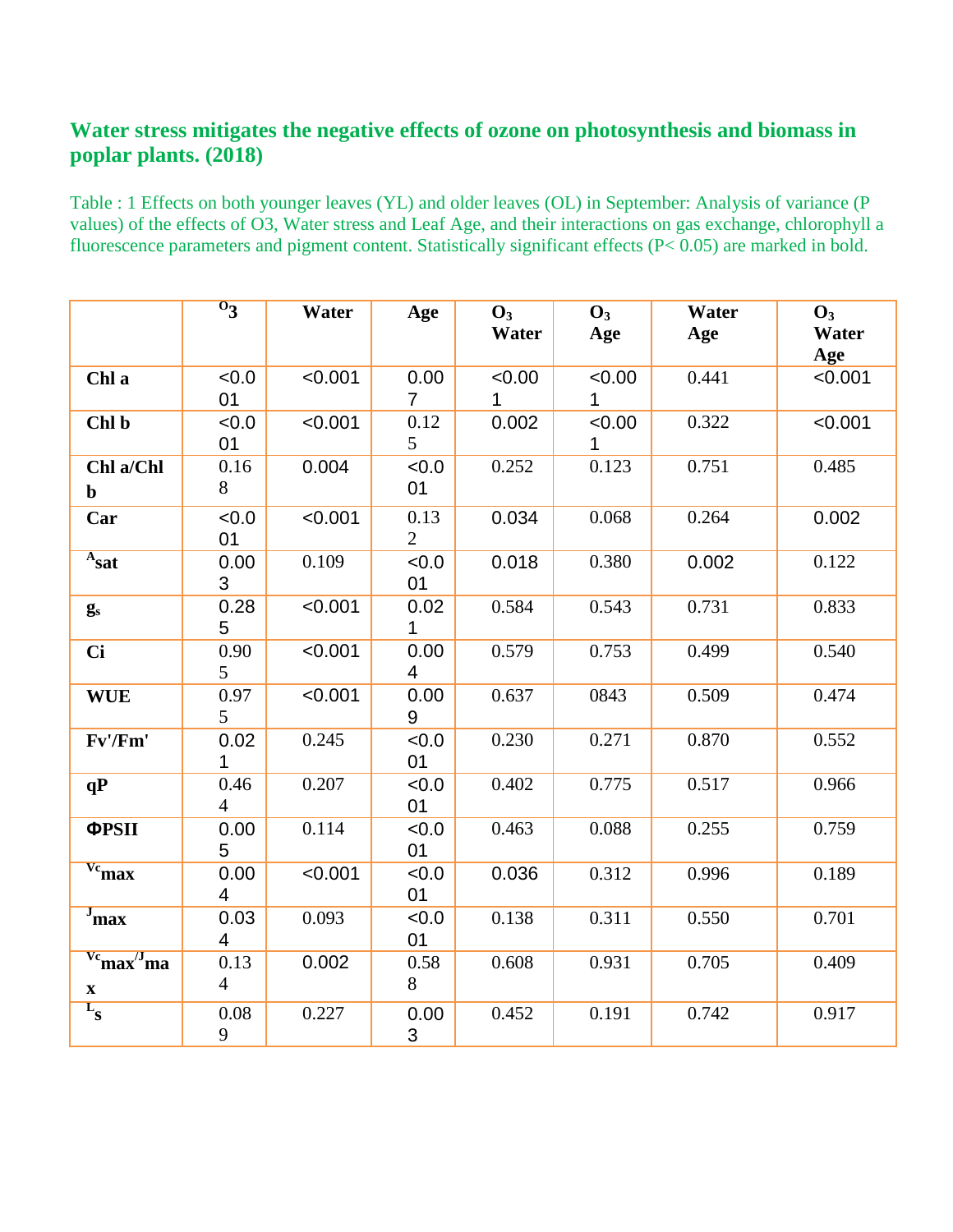### Water stress mitigates the negative effects of ozone on photosynthesis and biomass in poplar plants. (2018)

Table : 1 Effects on both younger leaves (YL) and older leaves (OL) in September: Analysis of variance (P values) of the effects of O3, Water stress and Leaf Age, and their interactions on gas exchange, chlorophyll a fluorescence parameters and pigment content. Statistically significant effects (P< 0.05) are marked in bold.

| | $O_3$ | Water | Age | $O_3$ Water | $O_3$ Age | Water Age | $O_3$ Water Age |
|---|---|---|---|---|---|---|---|
| **Chl a** | <0.001 | <0.001 | 0.007 | <0.001 | <0.001 | 0.441 | <0.001 |
| **Chl b** | <0.001 | <0.001 | 0.125 | 0.002 | <0.001 | 0.322 | <0.001 |
| **Chl a/Chl b** | 0.168 | 0.004 | <0.001 | 0.252 | 0.123 | 0.751 | 0.485 |
| **Car** | <0.001 | <0.001 | 0.132 | 0.034 | 0.068 | 0.264 | 0.002 |
| $A_{sat}$ | 0.003 | 0.109 | <0.001 | 0.018 | 0.380 | 0.002 | 0.122 |
| $g_s$ | 0.285 | <0.001 | 0.021 | 0.584 | 0.543 | 0.731 | 0.833 |
| **Ci** | 0.905 | <0.001 | 0.004 | 0.579 | 0.753 | 0.499 | 0.540 |
| **WUE** | 0.975 | <0.001 | 0.009 | 0.637 | 0843 | 0.509 | 0.474 |
| **Fv'/Fm'** | 0.021 | 0.245 | <0.001 | 0.230 | 0.271 | 0.870 | 0.552 |
| **qP** | 0.464 | 0.207 | <0.001 | 0.402 | 0.775 | 0.517 | 0.966 |
| **ΦPSII** | 0.005 | 0.114 | <0.001 | 0.463 | 0.088 | 0.255 | 0.759 |
| $V_{cmax}$ | 0.004 | <0.001 | <0.001 | 0.036 | 0.312 | 0.996 | 0.189 |
| $J_{max}$ | 0.034 | 0.093 | <0.001 | 0.138 | 0.311 | 0.550 | 0.701 |
| $V_{cmax}/J_{max}$ | 0.134 | 0.002 | 0.588 | 0.608 | 0.931 | 0.705 | 0.409 |
| $L_s$ | 0.089 | 0.227 | 0.003 | 0.452 | 0.191 | 0.742 | 0.917 |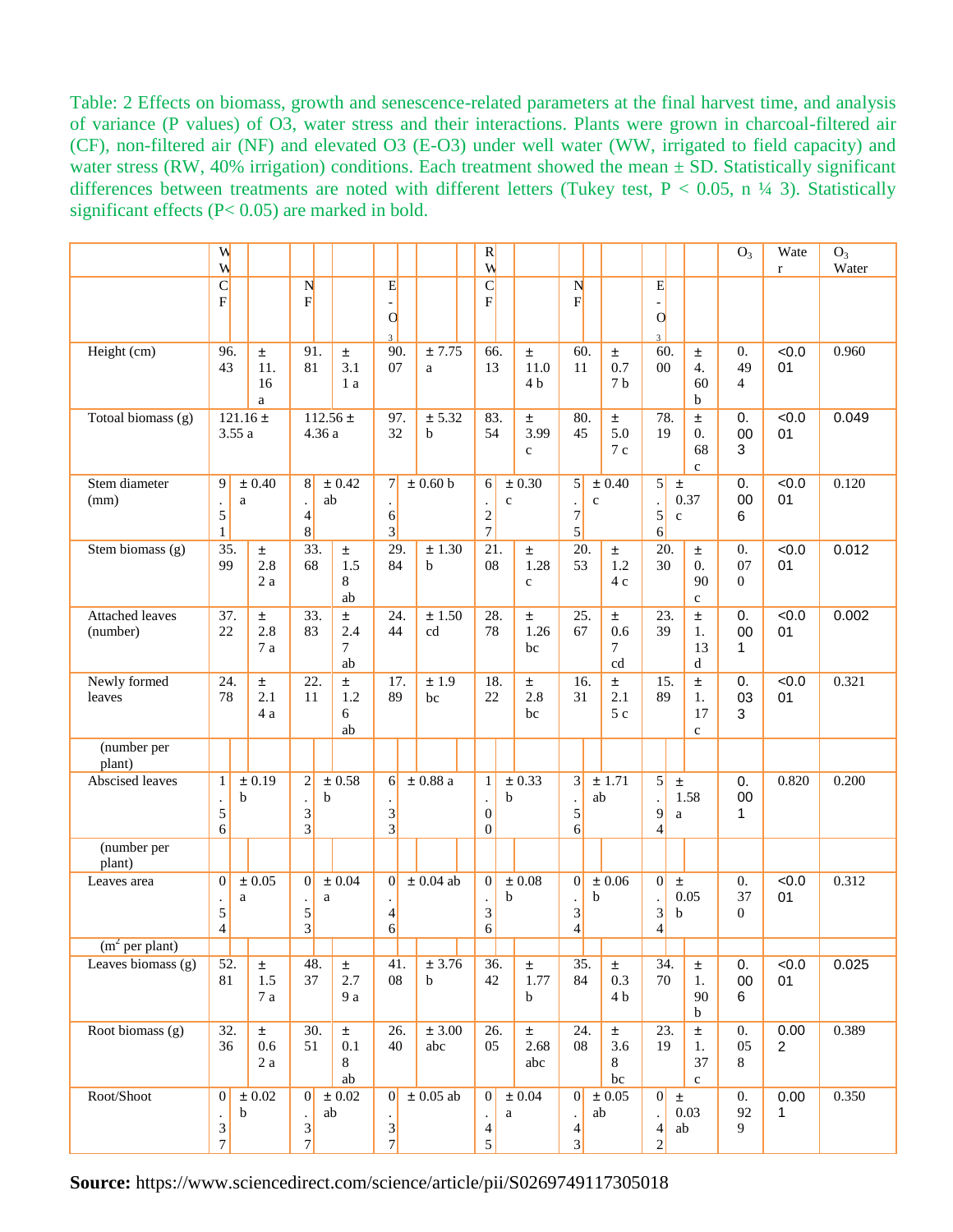Table: 2 Effects on biomass, growth and senescence-related parameters at the final harvest time, and analysis of variance (P values) of O3, water stress and their interactions. Plants were grown in charcoal-filtered air (CF), non-filtered air (NF) and elevated O3 (E-O3) under well water (WW, irrigated to field capacity) and water stress (RW, 40% irrigation) conditions. Each treatment showed the mean ± SD. Statistically significant differences between treatments are noted with different letters (Tukey test, P < 0.05, n ¼ 3). Statistically significant effects (P< 0.05) are marked in bold.

| | WW | | | RW | | | $O_3$ | Water | $O_3$ Water |
|---|---|---|---|---|---|---|---|---|---|
| | CF | NF | E-$O_3$ | CF | NF | E-$O_3$ | | | |
| Height (cm) | 96.43 ± 11.16 a | 91.81 ± 3.11 a | 90.07 ± 7.75 a | 66.13 ± 11.04 b | 60.11 ± 0.77 b | 60.00 ± 4.60 b | 0.494 | **<0.001** | 0.960 |
| Totoal biomass (g) | 121.16 ± 3.55 a | 112.56 ± 4.36 a | 97.32 ± 5.32 b | 83.54 ± 3.99 c | 80.45 ± 5.07 c | 78.19 ± 0.68 c | **0.003** | **<0.001** | **0.049** |
| Stem diameter (mm) | 9.51 ± 0.40 a | 8.48 ± 0.42 ab | 7.63 ± 0.60 b | 6.27 ± 0.30 c | 5.75 ± 0.40 c | 5.56 ± 0.37 c | **0.006** | **<0.001** | 0.120 |
| Stem biomass (g) | 35.99 ± 2.82 a | 33.68 ± 1.58 ab | 29.84 ± 1.30 b | 21.08 ± 1.28 c | 20.53 ± 1.24 c | 20.30 ± 0.90 c | 0.070 | **<0.001** | **0.012** |
| Attached leaves (number) | 37.22 ± 2.87 a | 33.83 ± 2.47 ab | 24.44 ± 1.50 cd | 28.78 ± 1.26 bc | 25.67 ± 0.67 cd | 23.39 ± 1.13 d | **0.001** | **<0.001** | **0.002** |
| Newly formed leaves (number per plant) | 24.78 ± 2.14 a | 22.11 ± 1.26 ab | 17.89 ± 1.9 bc | 18.22 ± 2.8 bc | 16.31 ± 2.15 c | 15.89 ± 1.17 c | **0.033** | **<0.001** | 0.321 |
| Abscised leaves (number per plant) | 1.56 ± 0.19 b | 2.33 ± 0.58 b | 6.33 ± 0.88 a | 1.00 ± 0.33 b | 3.56 ± 1.71 ab | 5.94 ± 1.58 a | **0.001** | 0.820 | 0.200 |
| Leaves area ($m^2$ per plant) | 0.54 ± 0.05 a | 0.53 ± 0.04 a | 0.46 ± 0.04 ab | 0.36 ± 0.08 b | 0.34 ± 0.06 b | 0.34 ± 0.05 b | 0.370 | **<0.001** | 0.312 |
| Leaves biomass (g) | 52.81 ± 1.57 a | 48.37 ± 2.79 a | 41.08 ± 3.76 b | 36.42 ± 1.77 b | 35.84 ± 0.34 b | 34.70 ± 1.90 b | **0.006** | **<0.001** | **0.025** |
| Root biomass (g) | 32.36 ± 0.62 a | 30.51 ± 0.18 ab | 26.40 ± 3.00 abc | 26.05 ± 2.68 abc | 24.08 ± 3.68 bc | 23.19 ± 1.37 c | 0.058 | **0.002** | 0.389 |
| Root/Shoot | 0.37 ± 0.02 b | 0.37 ± 0.02 ab | 0.37 ± 0.05 ab | 0.45 ± 0.04 a | 0.43 ± 0.05 ab | 0.42 ± 0.03 ab | 0.929 | **0.001** | 0.350 |

**Source:** https://www.sciencedirect.com/science/article/pii/S0269749117305018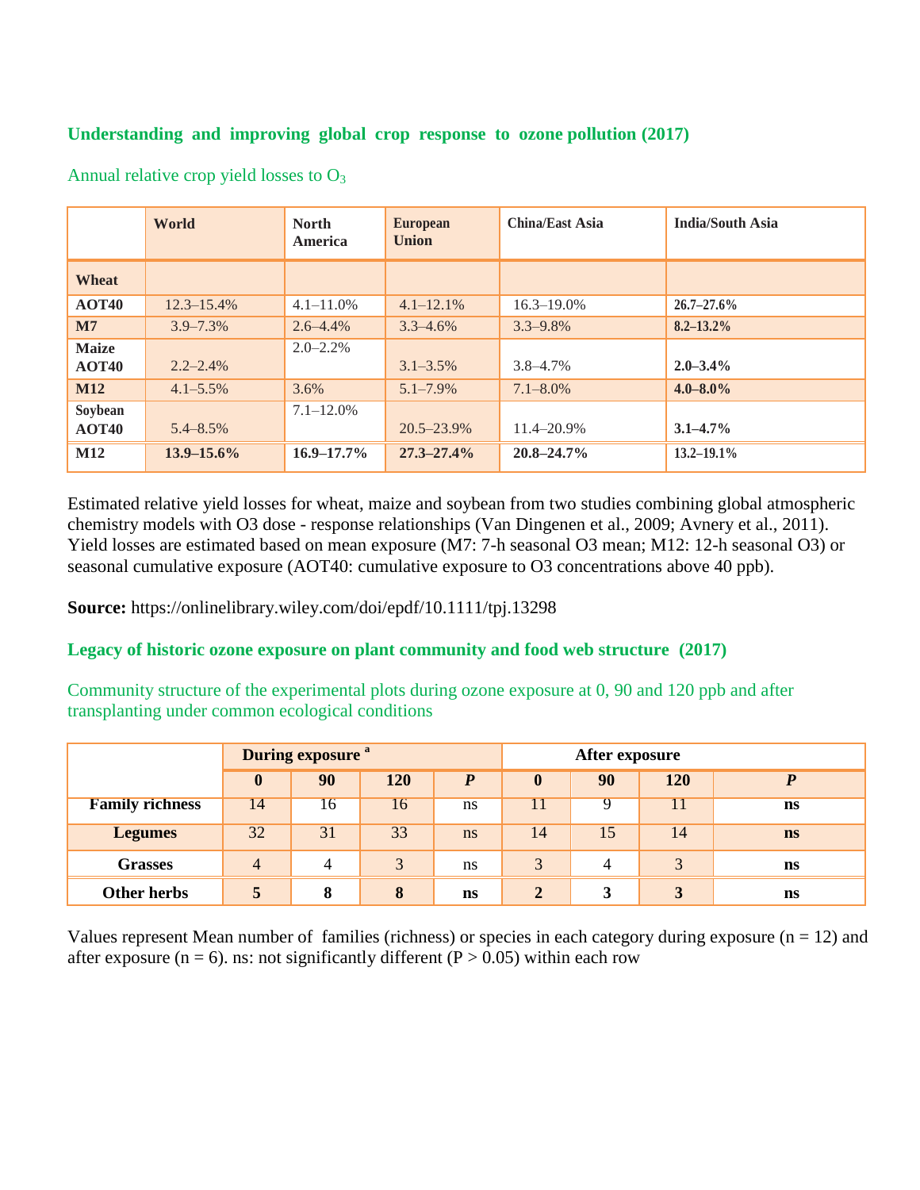## Understanding and improving global crop response to ozone pollution (2017)

Annual relative crop yield losses to $O_3$

| | World | North America | European Union | China/East Asia | India/South Asia |
|---|---|---|---|---|---|
| **Wheat** | | | | | |
| **AOT40** | 12.3–15.4% | 4.1–11.0% | 4.1–12.1% | 16.3–19.0% | **26.7–27.6%** |
| **M7** | 3.9–7.3% | 2.6–4.4% | 3.3–4.6% | 3.3–9.8% | **8.2–13.2%** |
| **Maize AOT40** | 2.2–2.4% | 2.0–2.2% | 3.1–3.5% | 3.8–4.7% | **2.0–3.4%** |
| **M12** | 4.1–5.5% | 3.6% | 5.1–7.9% | 7.1–8.0% | **4.0–8.0%** |
| **Soybean AOT40** | 5.4–8.5% | 7.1–12.0% | 20.5–23.9% | 11.4–20.9% | **3.1–4.7%** |
| **M12** | **13.9–15.6%** | **16.9–17.7%** | **27.3–27.4%** | **20.8–24.7%** | **13.2–19.1%** |

Estimated relative yield losses for wheat, maize and soybean from two studies combining global atmospheric chemistry models with O3 dose - response relationships (Van Dingenen et al., 2009; Avnery et al., 2011). Yield losses are estimated based on mean exposure (M7: 7-h seasonal O3 mean; M12: 12-h seasonal O3) or seasonal cumulative exposure (AOT40: cumulative exposure to O3 concentrations above 40 ppb).

**Source:** https://onlinelibrary.wiley.com/doi/epdf/10.1111/tpj.13298

## Legacy of historic ozone exposure on plant community and food web structure (2017)

Community structure of the experimental plots during ozone exposure at 0, 90 and 120 ppb and after transplanting under common ecological conditions

| | During exposure [a] | | | | After exposure | | | |
|---|---|---|---|---|---|---|---|---|
| | **0** | **90** | **120** | ***P*** | **0** | **90** | **120** | ***P*** |
| **Family richness** | 14 | 16 | 16 | ns | 11 | 9 | 11 | **ns** |
| **Legumes** | 32 | 31 | 33 | ns | 14 | 15 | 14 | **ns** |
| **Grasses** | 4 | 4 | 3 | ns | 3 | 4 | 3 | **ns** |
| **Other herbs** | **5** | **8** | **8** | **ns** | **2** | **3** | **3** | **ns** |

Values represent Mean number of families (richness) or species in each category during exposure (n = 12) and after exposure (n = 6). ns: not significantly different (P > 0.05) within each row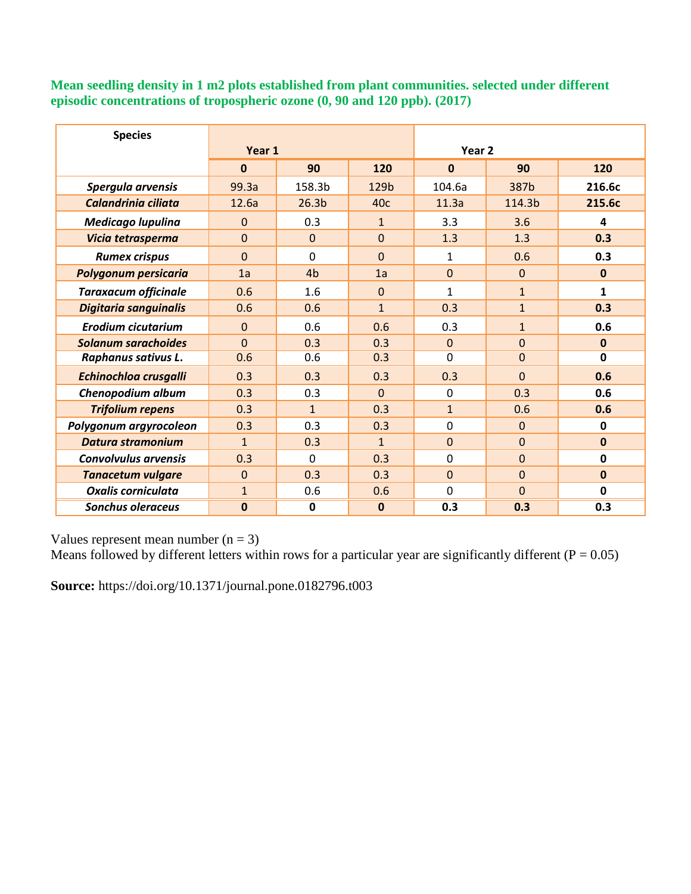**Mean seedling density in 1 m2 plots established from plant communities. selected under different episodic concentrations of tropospheric ozone (0, 90 and 120 ppb). (2017)**

| Species | Year 1 | | | Year 2 | | |
|---|---|---|---|---|---|---|
| | 0 | 90 | 120 | 0 | 90 | 120 |
| *Spergula arvensis* | 99.3a | 158.3b | 129b | 104.6a | 387b | **216.6c** |
| *Calandrinia ciliata* | 12.6a | 26.3b | 40c | 11.3a | 114.3b | **215.6c** |
| *Medicago lupulina* | 0 | 0.3 | 1 | 3.3 | 3.6 | **4** |
| *Vicia tetrasperma* | 0 | 0 | 0 | 1.3 | 1.3 | **0.3** |
| *Rumex crispus* | 0 | 0 | 0 | 1 | 0.6 | **0.3** |
| *Polygonum persicaria* | 1a | 4b | 1a | 0 | 0 | **0** |
| *Taraxacum officinale* | 0.6 | 1.6 | 0 | 1 | 1 | **1** |
| *Digitaria sanguinalis* | 0.6 | 0.6 | 1 | 0.3 | 1 | **0.3** |
| *Erodium cicutarium* | 0 | 0.6 | 0.6 | 0.3 | 1 | **0.6** |
| *Solanum sarachoides* | 0 | 0.3 | 0.3 | 0 | 0 | **0** |
| *Raphanus sativus L.* | 0.6 | 0.6 | 0.3 | 0 | 0 | **0** |
| *Echinochloa crusgalli* | 0.3 | 0.3 | 0.3 | 0.3 | 0 | **0.6** |
| *Chenopodium album* | 0.3 | 0.3 | 0 | 0 | 0.3 | **0.6** |
| *Trifolium repens* | 0.3 | 1 | 0.3 | 1 | 0.6 | **0.6** |
| *Polygonum argyrocoleon* | 0.3 | 0.3 | 0.3 | 0 | 0 | **0** |
| *Datura stramonium* | 1 | 0.3 | 1 | 0 | 0 | **0** |
| *Convolvulus arvensis* | 0.3 | 0 | 0.3 | 0 | 0 | **0** |
| *Tanacetum vulgare* | 0 | 0.3 | 0.3 | 0 | 0 | **0** |
| *Oxalis corniculata* | 1 | 0.6 | 0.6 | 0 | 0 | **0** |
| *Sonchus oleraceus* | **0** | **0** | **0** | **0.3** | **0.3** | **0.3** |

Values represent mean number (n = 3)
Means followed by different letters within rows for a particular year are significantly different (P = 0.05)

**Source:** https://doi.org/10.1371/journal.pone.0182796.t003